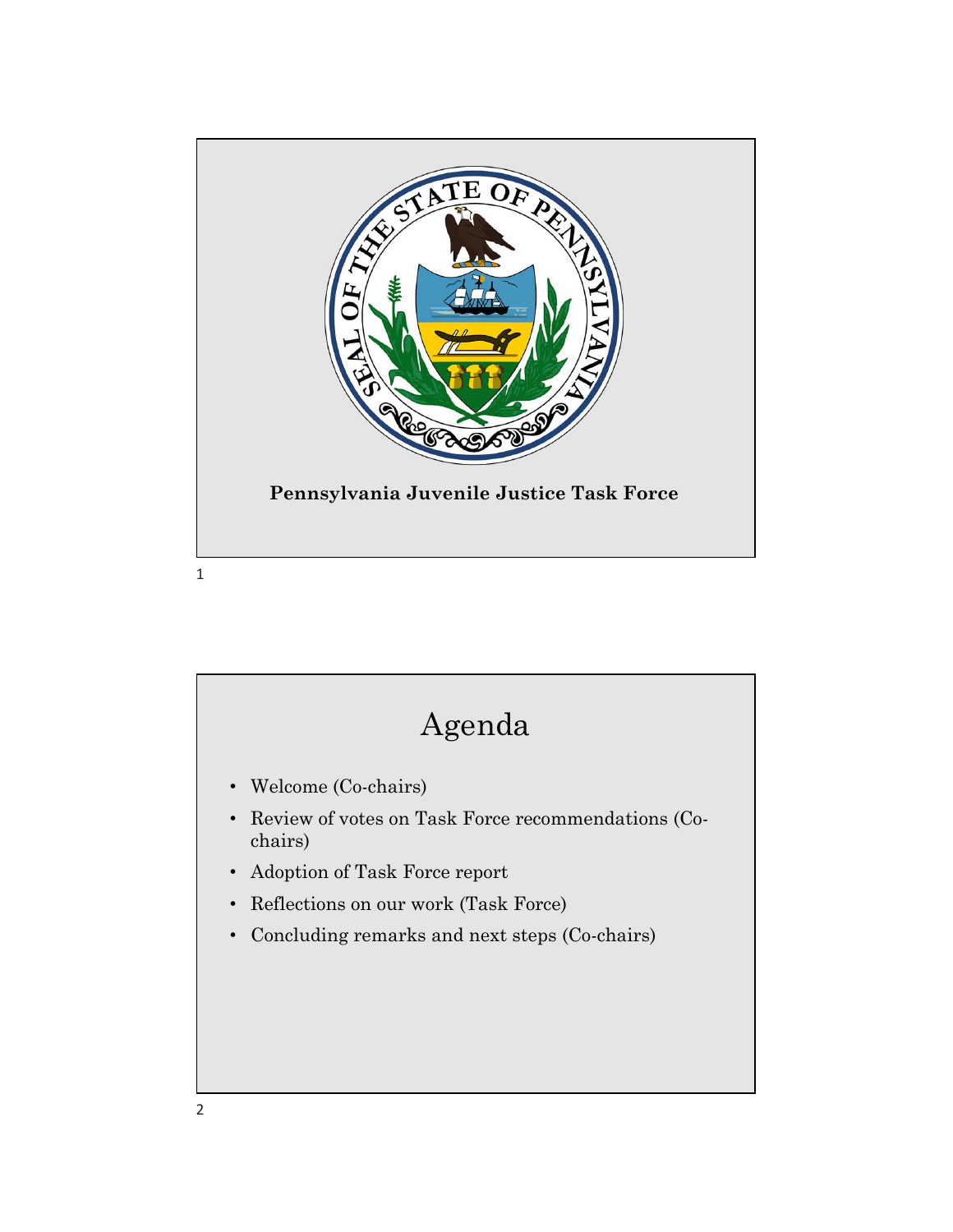**Pennsylvania Juvenile Justice Task Force**

# Agenda

- Welcome (Co-chairs)
- Review of votes on Task Force recommendations (Co-chairs)
- Adoption of Task Force report
- Reflections on our work (Task Force)
- Concluding remarks and next steps (Co-chairs)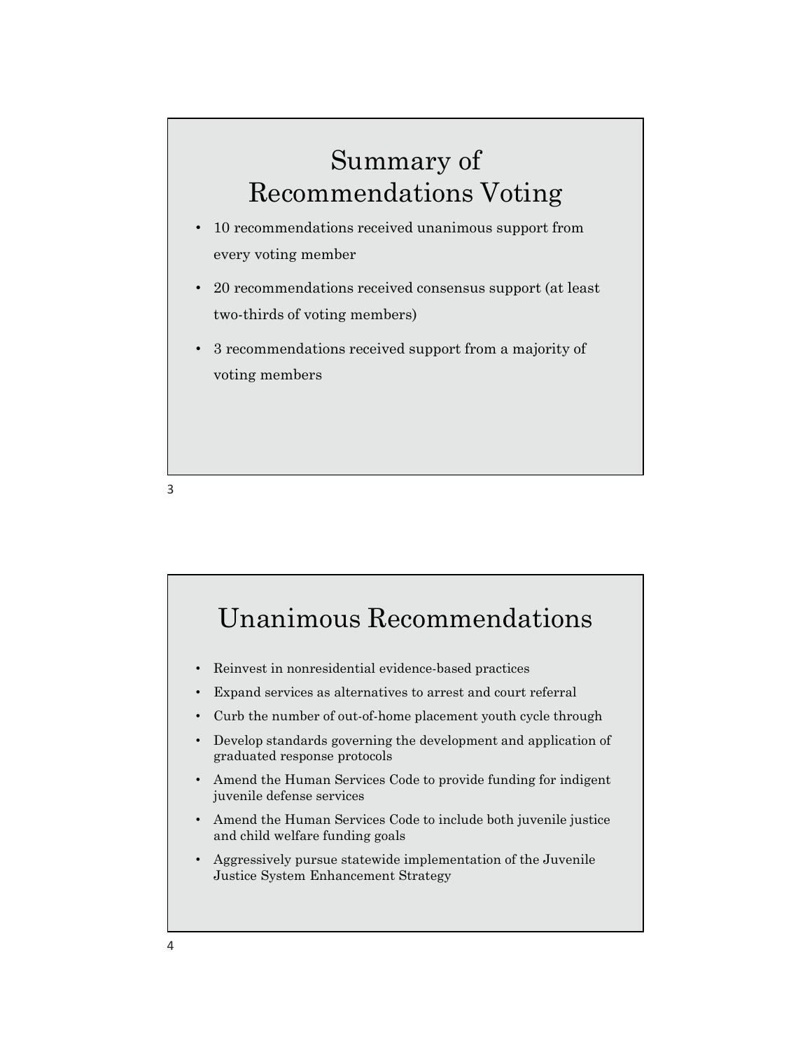# Summary of Recommendations Voting

- 10 recommendations received unanimous support from every voting member
- 20 recommendations received consensus support (at least two-thirds of voting members)
- 3 recommendations received support from a majority of voting members

# Unanimous Recommendations

- Reinvest in nonresidential evidence-based practices
- Expand services as alternatives to arrest and court referral
- Curb the number of out-of-home placement youth cycle through
- Develop standards governing the development and application of graduated response protocols
- Amend the Human Services Code to provide funding for indigent juvenile defense services
- Amend the Human Services Code to include both juvenile justice and child welfare funding goals
- Aggressively pursue statewide implementation of the Juvenile Justice System Enhancement Strategy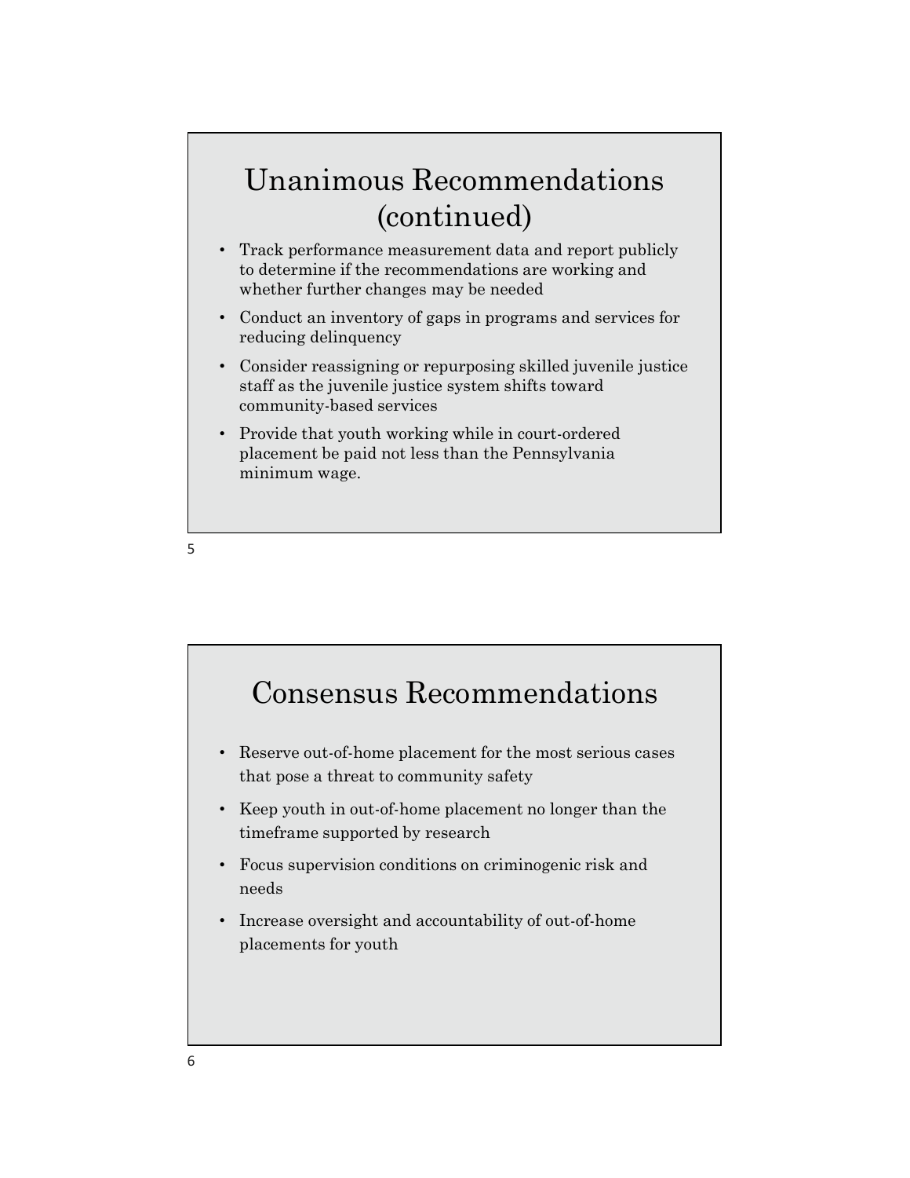## Unanimous Recommendations (continued)

- Track performance measurement data and report publicly to determine if the recommendations are working and whether further changes may be needed
- Conduct an inventory of gaps in programs and services for reducing delinquency
- Consider reassigning or repurposing skilled juvenile justice staff as the juvenile justice system shifts toward community-based services
- Provide that youth working while in court-ordered placement be paid not less than the Pennsylvania minimum wage.

## Consensus Recommendations

- Reserve out-of-home placement for the most serious cases that pose a threat to community safety
- Keep youth in out-of-home placement no longer than the timeframe supported by research
- Focus supervision conditions on criminogenic risk and needs
- Increase oversight and accountability of out-of-home placements for youth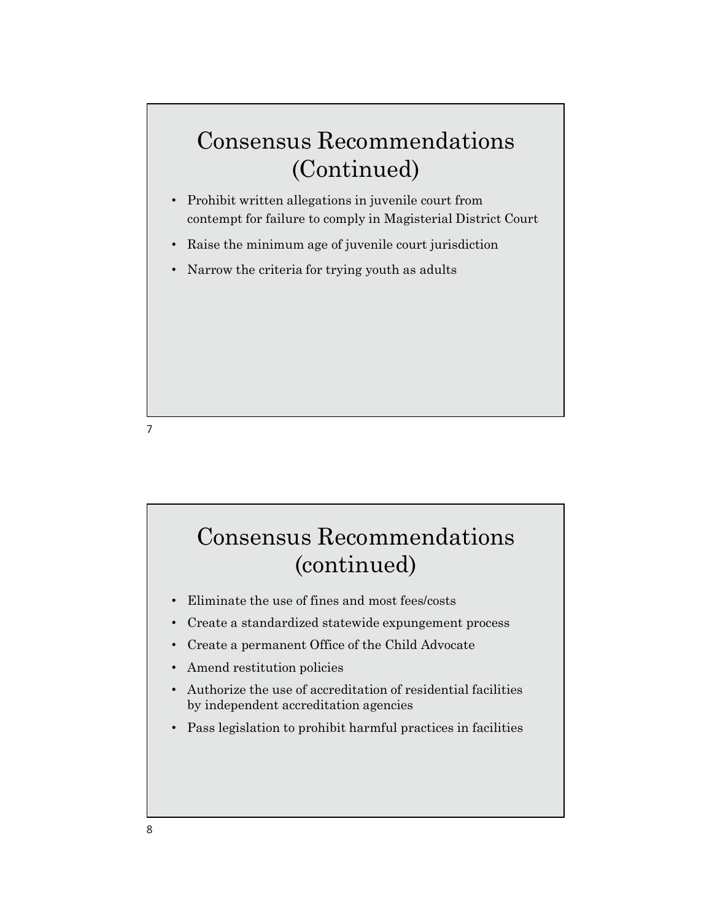## Consensus Recommendations (Continued)

- Prohibit written allegations in juvenile court from contempt for failure to comply in Magisterial District Court
- Raise the minimum age of juvenile court jurisdiction
- Narrow the criteria for trying youth as adults

## Consensus Recommendations (continued)

- Eliminate the use of fines and most fees/costs
- Create a standardized statewide expungement process
- Create a permanent Office of the Child Advocate
- Amend restitution policies
- Authorize the use of accreditation of residential facilities by independent accreditation agencies
- Pass legislation to prohibit harmful practices in facilities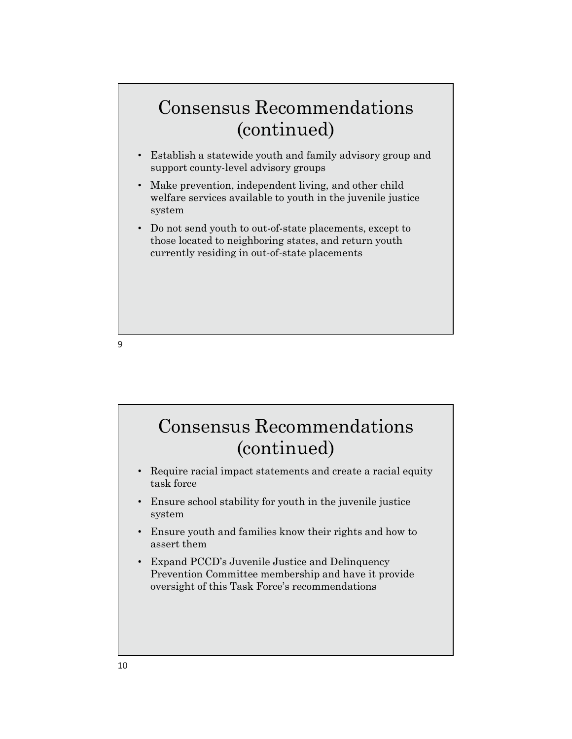## Consensus Recommendations (continued)

- Establish a statewide youth and family advisory group and support county-level advisory groups
- Make prevention, independent living, and other child welfare services available to youth in the juvenile justice system
- Do not send youth to out-of-state placements, except to those located to neighboring states, and return youth currently residing in out-of-state placements

## Consensus Recommendations (continued)

- Require racial impact statements and create a racial equity task force
- Ensure school stability for youth in the juvenile justice system
- Ensure youth and families know their rights and how to assert them
- Expand PCCD's Juvenile Justice and Delinquency Prevention Committee membership and have it provide oversight of this Task Force's recommendations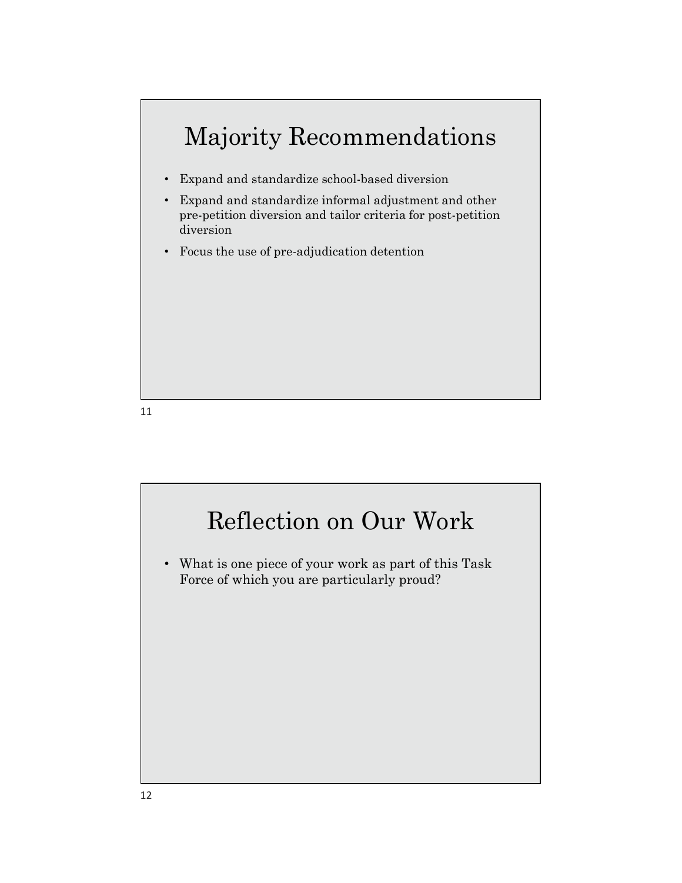## Majority Recommendations

- Expand and standardize school-based diversion
- Expand and standardize informal adjustment and other pre-petition diversion and tailor criteria for post-petition diversion
- Focus the use of pre-adjudication detention

## Reflection on Our Work

- What is one piece of your work as part of this Task Force of which you are particularly proud?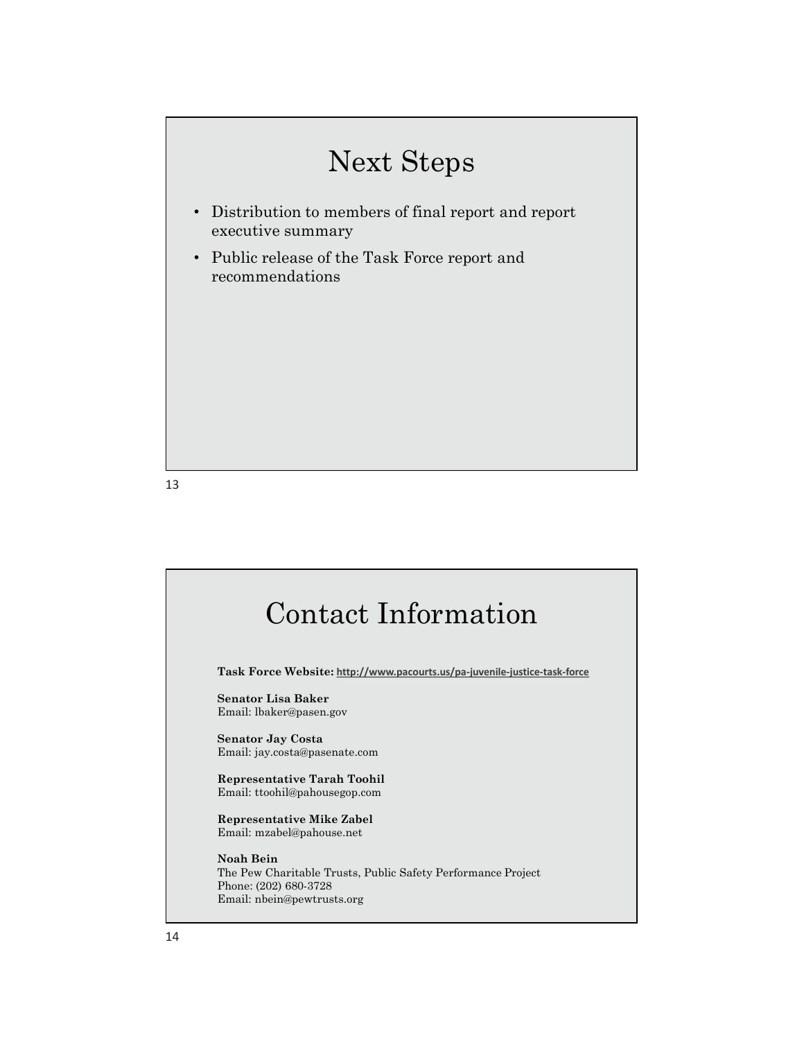# Next Steps

- Distribution to members of final report and report executive summary
- Public release of the Task Force report and recommendations

# Contact Information

**Task Force Website:** http://www.pacourts.us/pa-juvenile-justice-task-force

**Senator Lisa Baker**
Email: lbaker@pasen.gov

**Senator Jay Costa**
Email: jay.costa@pasenate.com

**Representative Tarah Toohil**
Email: ttoohil@pahousegop.com

**Representative Mike Zabel**
Email: mzabel@pahouse.net

**Noah Bein**
The Pew Charitable Trusts, Public Safety Performance Project
Phone: (202) 680-3728
Email: nbein@pewtrusts.org